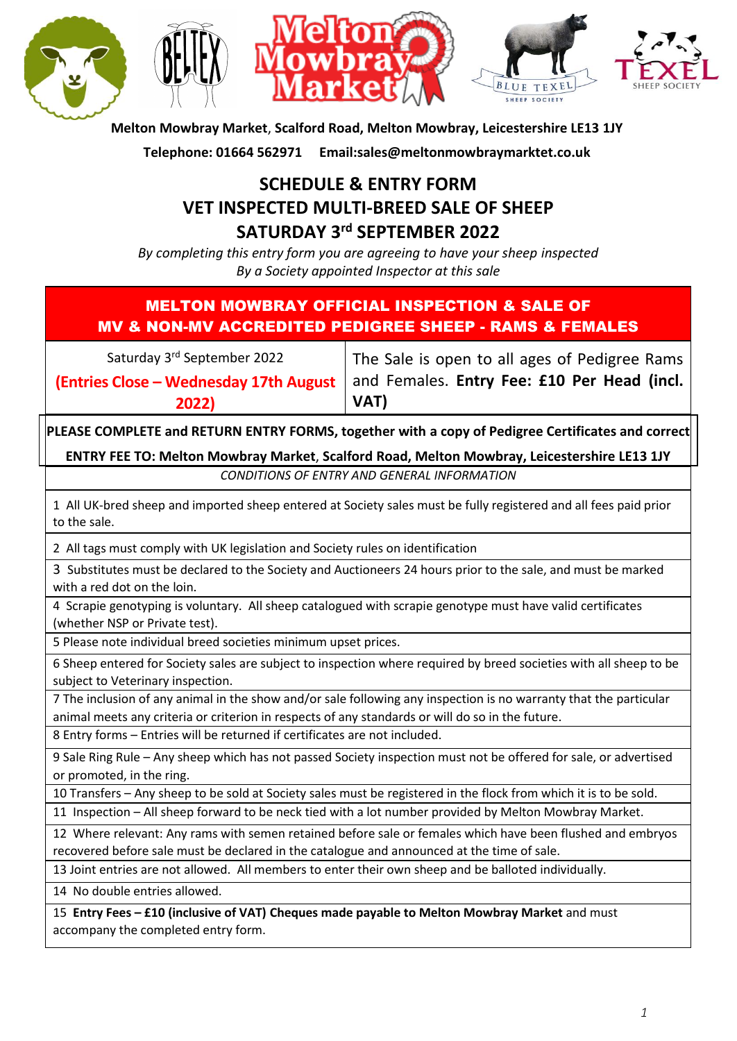**Melton Mowbray Market**, **Scalford Road, Melton Mowbray, Leicestershire LE13 1JY**

**Telephone: 01664 562971 Email:sales@meltonmowbraymarktet.co.uk**

# SCHEDULE & ENTRY FORM
# VET INSPECTED MULTI-BREED SALE OF SHEEP
# SATURDAY 3rd SEPTEMBER 2022

*By completing this entry form you are agreeing to have your sheep inspected*
*By a Society appointed Inspector at this sale*

## MELTON MOWBRAY OFFICIAL INSPECTION & SALE OF MV & NON-MV ACCREDITED PEDIGREE SHEEP - RAMS & FEMALES

| Saturday 3rd September 2022 **(Entries Close – Wednesday 17th August 2022)** | The Sale is open to all ages of Pedigree Rams and Females. **Entry Fee: £10 Per Head (incl. VAT)** |
|---|---|

**PLEASE COMPLETE and RETURN ENTRY FORMS, together with a copy of Pedigree Certificates and correct ENTRY FEE TO: Melton Mowbray Market, Scalford Road, Melton Mowbray, Leicestershire LE13 1JY**

*CONDITIONS OF ENTRY AND GENERAL INFORMATION*

1 All UK-bred sheep and imported sheep entered at Society sales must be fully registered and all fees paid prior to the sale.

2 All tags must comply with UK legislation and Society rules on identification

3 Substitutes must be declared to the Society and Auctioneers 24 hours prior to the sale, and must be marked with a red dot on the loin.

4 Scrapie genotyping is voluntary. All sheep catalogued with scrapie genotype must have valid certificates (whether NSP or Private test).

5 Please note individual breed societies minimum upset prices.

6 Sheep entered for Society sales are subject to inspection where required by breed societies with all sheep to be subject to Veterinary inspection.

7 The inclusion of any animal in the show and/or sale following any inspection is no warranty that the particular animal meets any criteria or criterion in respects of any standards or will do so in the future.

8 Entry forms – Entries will be returned if certificates are not included.

9 Sale Ring Rule – Any sheep which has not passed Society inspection must not be offered for sale, or advertised or promoted, in the ring.

10 Transfers – Any sheep to be sold at Society sales must be registered in the flock from which it is to be sold.

11 Inspection – All sheep forward to be neck tied with a lot number provided by Melton Mowbray Market.

12 Where relevant: Any rams with semen retained before sale or females which have been flushed and embryos recovered before sale must be declared in the catalogue and announced at the time of sale.

13 Joint entries are not allowed. All members to enter their own sheep and be balloted individually.

14 No double entries allowed.

15 **Entry Fees – £10 (inclusive of VAT) Cheques made payable to Melton Mowbray Market** and must accompany the completed entry form.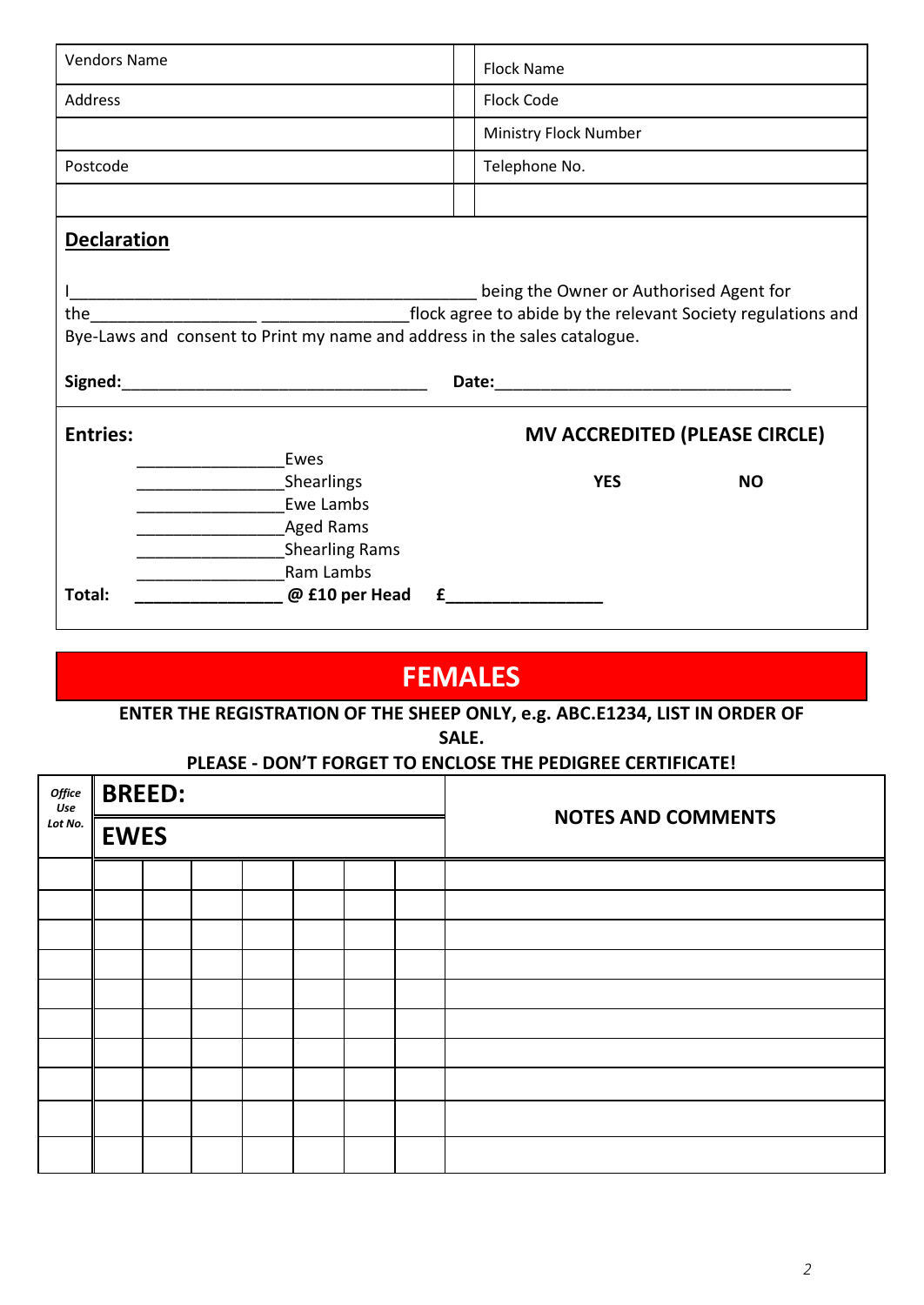| Vendors Name | | Flock Name |
|---|---|---|
| Address | | Flock Code |
| | | Ministry Flock Number |
| Postcode | | Telephone No. |
| | | |

## Declaration

I_____________________________________________ being the Owner or Authorised Agent for the__________________ ________________flock agree to abide by the relevant Society regulations and Bye-Laws and consent to Print my name and address in the sales catalogue.

**Signed:**__________________________________ **Date:**_________________________________

**Entries:**

**MV ACCREDITED (PLEASE CIRCLE)**

**YES** **NO**

________________Ewes
________________Shearlings
________________Ewe Lambs
________________Aged Rams
________________Shearling Rams
________________Ram Lambs

**Total:** **________________ @ £10 per Head £_________________**

# FEMALES

**ENTER THE REGISTRATION OF THE SHEEP ONLY, e.g. ABC.E1234, LIST IN ORDER OF SALE.**

**PLEASE - DON'T FORGET TO ENCLOSE THE PEDIGREE CERTIFICATE!**

| *Office Use Lot No.* | **BREED:** | | | | | | | **NOTES AND COMMENTS** |
|---|---|---|---|---|---|---|---|---|
| | **EWES** | | | | | | | |
| | | | | | | | | |
| | | | | | | | | |
| | | | | | | | | |
| | | | | | | | | |
| | | | | | | | | |
| | | | | | | | | |
| | | | | | | | | |
| | | | | | | | | |
| | | | | | | | | |
| | | | | | | | | |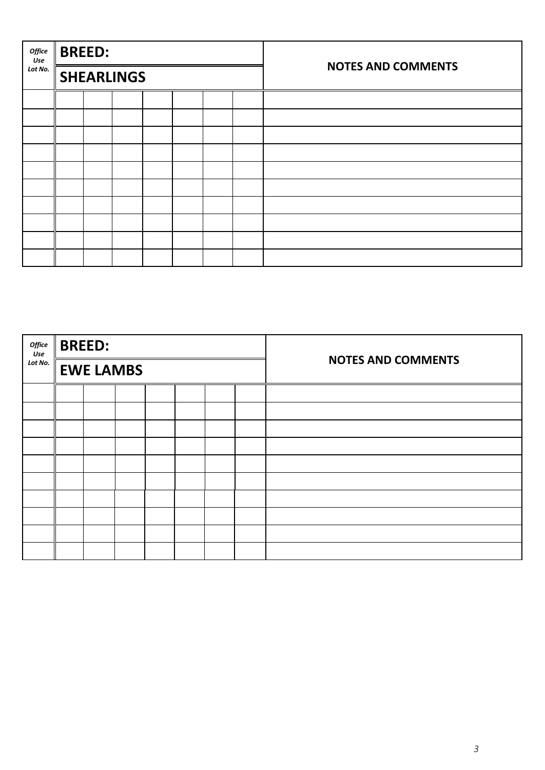| *Office Use Lot No.* | **BREED:** | | | | | | | **NOTES AND COMMENTS** |
|---|---|---|---|---|---|---|---|---|
| | **SHEARLINGS** | | | | | | | |
| | | | | | | | | |
| | | | | | | | | |
| | | | | | | | | |
| | | | | | | | | |
| | | | | | | | | |
| | | | | | | | | |
| | | | | | | | | |
| | | | | | | | | |
| | | | | | | | | |
| | | | | | | | | |

| *Office Use Lot No.* | **BREED:** | | | | | | | **NOTES AND COMMENTS** |
|---|---|---|---|---|---|---|---|---|
| | **EWE LAMBS** | | | | | | | |
| | | | | | | | | |
| | | | | | | | | |
| | | | | | | | | |
| | | | | | | | | |
| | | | | | | | | |
| | | | | | | | | |
| | | | | | | | | |
| | | | | | | | | |
| | | | | | | | | |
| | | | | | | | | |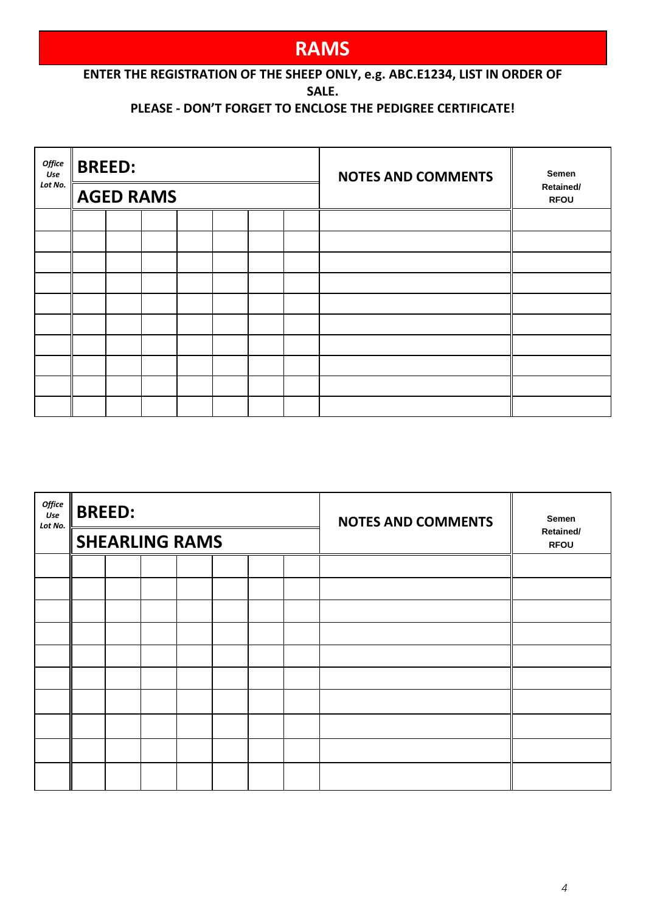# RAMS

**ENTER THE REGISTRATION OF THE SHEEP ONLY, e.g. ABC.E1234, LIST IN ORDER OF SALE.**

**PLEASE - DON'T FORGET TO ENCLOSE THE PEDIGREE CERTIFICATE!**

| *Office Use Lot No.* | **BREED:** **AGED RAMS** | | | | | | | **NOTES AND COMMENTS** | **Semen Retained/ RFOU** |
|---|---|---|---|---|---|---|---|---|---|
| | | | | | | | | | |
| | | | | | | | | | |
| | | | | | | | | | |
| | | | | | | | | | |
| | | | | | | | | | |
| | | | | | | | | | |
| | | | | | | | | | |
| | | | | | | | | | |
| | | | | | | | | | |
| | | | | | | | | | |

| *Office Use Lot No.* | **BREED:** **SHEARLING RAMS** | | | | | | | **NOTES AND COMMENTS** | **Semen Retained/ RFOU** |
|---|---|---|---|---|---|---|---|---|---|
| | | | | | | | | | |
| | | | | | | | | | |
| | | | | | | | | | |
| | | | | | | | | | |
| | | | | | | | | | |
| | | | | | | | | | |
| | | | | | | | | | |
| | | | | | | | | | |
| | | | | | | | | | |
| | | | | | | | | | |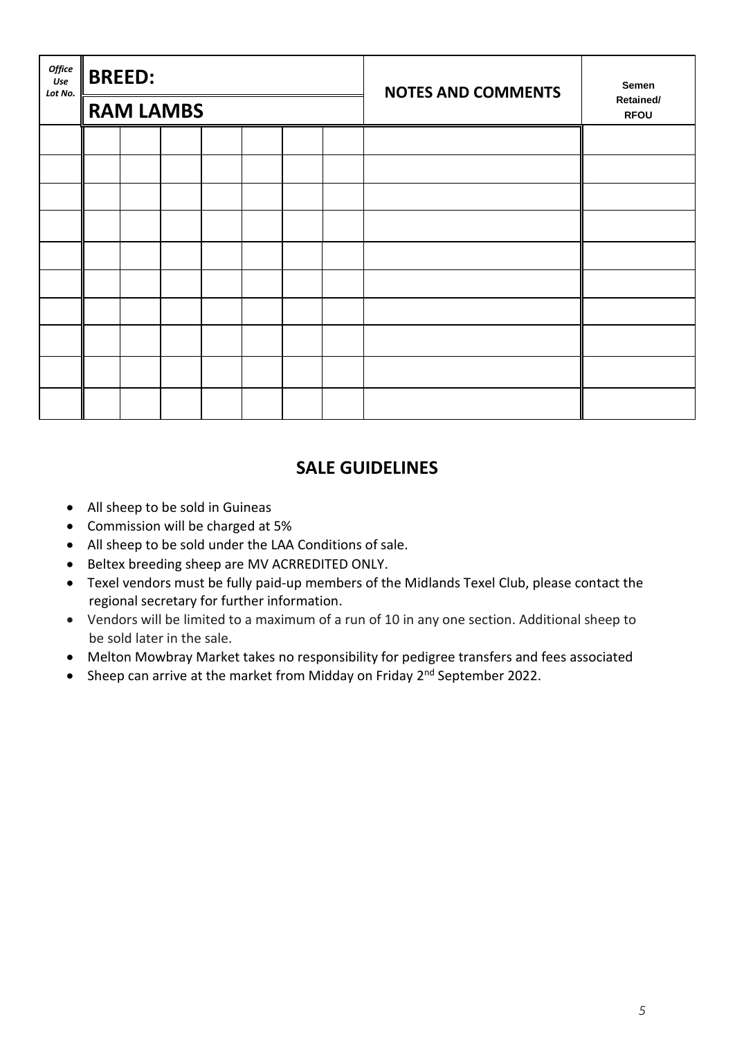| *Office Use Lot No.* | **BREED:** | | | | | | | **NOTES AND COMMENTS** | **Semen Retained/ RFOU** |
|---|---|---|---|---|---|---|---|---|---|
| | **RAM LAMBS** | | | | | | | | |
| | | | | | | | | | |
| | | | | | | | | | |
| | | | | | | | | | |
| | | | | | | | | | |
| | | | | | | | | | |
| | | | | | | | | | |
| | | | | | | | | | |
| | | | | | | | | | |
| | | | | | | | | | |
| | | | | | | | | | |

## SALE GUIDELINES

- All sheep to be sold in Guineas
- Commission will be charged at 5%
- All sheep to be sold under the LAA Conditions of sale.
- Beltex breeding sheep are MV ACRREDITED ONLY.
- Texel vendors must be fully paid-up members of the Midlands Texel Club, please contact the regional secretary for further information.
- Vendors will be limited to a maximum of a run of 10 in any one section. Additional sheep to be sold later in the sale.
- Melton Mowbray Market takes no responsibility for pedigree transfers and fees associated
- Sheep can arrive at the market from Midday on Friday 2nd September 2022.